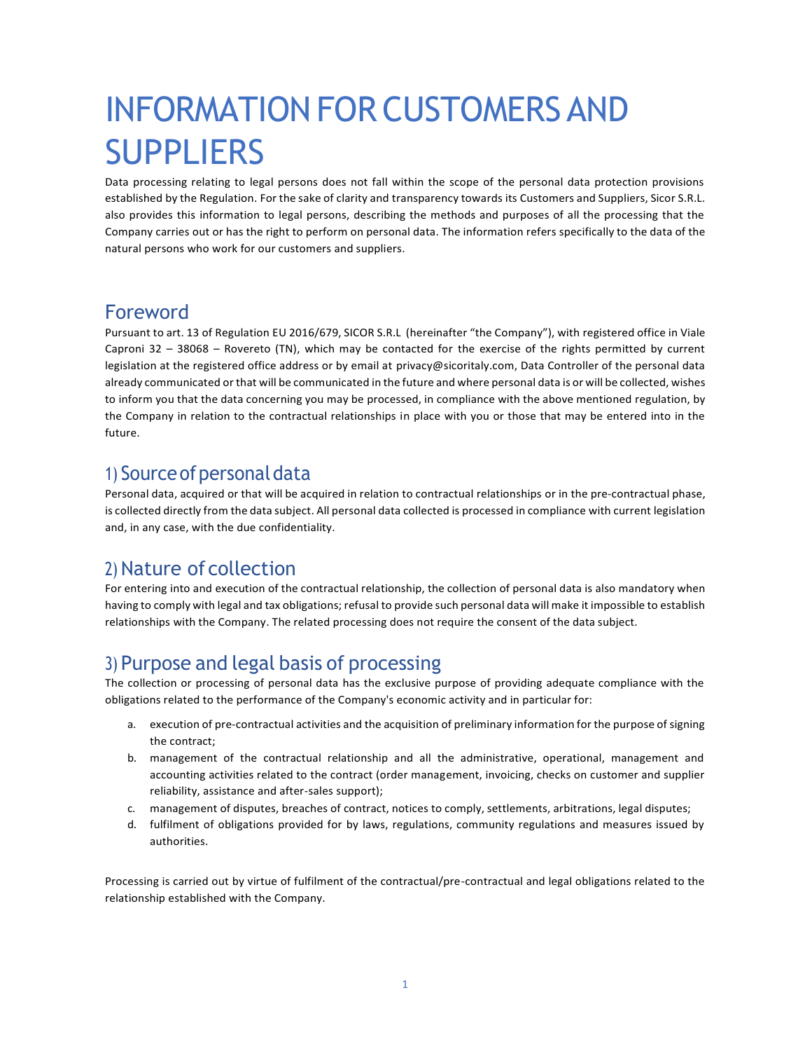# INFORMATION FOR CUSTOMERS AND SUPPLIERS

Data processing relating to legal persons does not fall within the scope of the personal data protection provisions established by the Regulation. For the sake of clarity and transparency towards its Customers and Suppliers, Sicor S.R.L. also provides this information to legal persons, describing the methods and purposes of all the processing that the Company carries out or has the right to perform on personal data. The information refers specifically to the data of the natural persons who work for our customers and suppliers.

## Foreword

Pursuant to art. 13 of Regulation EU 2016/679, SICOR S.R.L (hereinafter "the Company"), with registered office in Viale Caproni 32 – 38068 – Rovereto (TN), which may be contacted for the exercise of the rights permitted by current legislation at the registered office address or by email at privacy@sicoritaly.com, Data Controller of the personal data already communicated or that will be communicated in the future and where personal data is or will be collected, wishes to inform you that the data concerning you may be processed, in compliance with the above mentioned regulation, by the Company in relation to the contractual relationships in place with you or those that may be entered into in the future.

## 1) Source of personal data

Personal data, acquired or that will be acquired in relation to contractual relationships or in the pre-contractual phase, is collected directly from the data subject. All personal data collected is processed in compliance with current legislation and, in any case, with the due confidentiality.

## 2) Nature of collection

For entering into and execution of the contractual relationship, the collection of personal data is also mandatory when having to comply with legal and tax obligations; refusal to provide such personal data will make it impossible to establish relationships with the Company. The related processing does not require the consent of the data subject.

## 3) Purpose and legal basis of processing

The collection or processing of personal data has the exclusive purpose of providing adequate compliance with the obligations related to the performance of the Company's economic activity and in particular for:

a. execution of pre-contractual activities and the acquisition of preliminary information for the purpose of signing the contract;
b. management of the contractual relationship and all the administrative, operational, management and accounting activities related to the contract (order management, invoicing, checks on customer and supplier reliability, assistance and after-sales support);
c. management of disputes, breaches of contract, notices to comply, settlements, arbitrations, legal disputes;
d. fulfilment of obligations provided for by laws, regulations, community regulations and measures issued by authorities.

Processing is carried out by virtue of fulfilment of the contractual/pre-contractual and legal obligations related to the relationship established with the Company.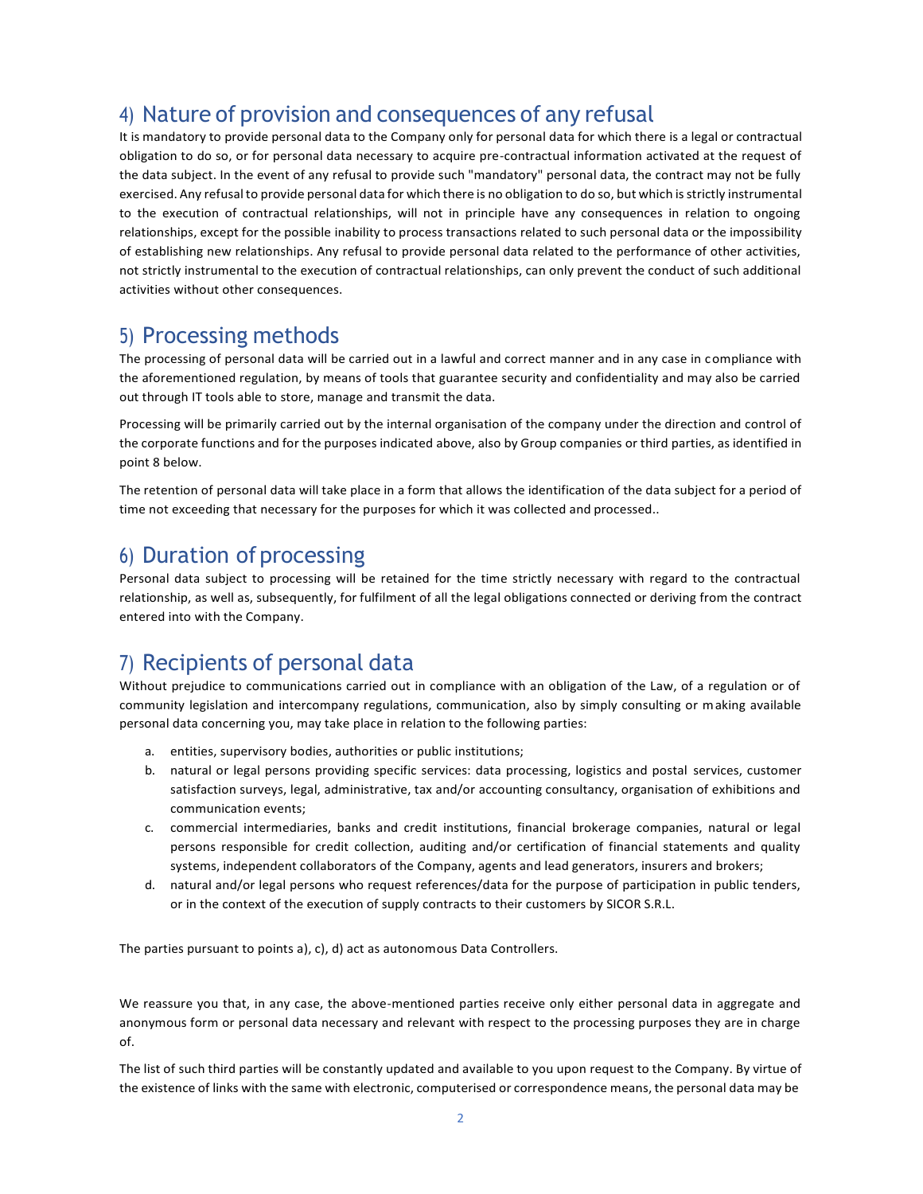## 4) Nature of provision and consequences of any refusal

It is mandatory to provide personal data to the Company only for personal data for which there is a legal or contractual obligation to do so, or for personal data necessary to acquire pre-contractual information activated at the request of the data subject. In the event of any refusal to provide such "mandatory" personal data, the contract may not be fully exercised. Any refusal to provide personal data for which there is no obligation to do so, but which is strictly instrumental to the execution of contractual relationships, will not in principle have any consequences in relation to ongoing relationships, except for the possible inability to process transactions related to such personal data or the impossibility of establishing new relationships. Any refusal to provide personal data related to the performance of other activities, not strictly instrumental to the execution of contractual relationships, can only prevent the conduct of such additional activities without other consequences.

## 5) Processing methods

The processing of personal data will be carried out in a lawful and correct manner and in any case in compliance with the aforementioned regulation, by means of tools that guarantee security and confidentiality and may also be carried out through IT tools able to store, manage and transmit the data.

Processing will be primarily carried out by the internal organisation of the company under the direction and control of the corporate functions and for the purposes indicated above, also by Group companies or third parties, as identified in point 8 below.

The retention of personal data will take place in a form that allows the identification of the data subject for a period of time not exceeding that necessary for the purposes for which it was collected and processed..

## 6) Duration of processing

Personal data subject to processing will be retained for the time strictly necessary with regard to the contractual relationship, as well as, subsequently, for fulfilment of all the legal obligations connected or deriving from the contract entered into with the Company.

## 7) Recipients of personal data

Without prejudice to communications carried out in compliance with an obligation of the Law, of a regulation or of community legislation and intercompany regulations, communication, also by simply consulting or making available personal data concerning you, may take place in relation to the following parties:

a. entities, supervisory bodies, authorities or public institutions;
b. natural or legal persons providing specific services: data processing, logistics and postal services, customer satisfaction surveys, legal, administrative, tax and/or accounting consultancy, organisation of exhibitions and communication events;
c. commercial intermediaries, banks and credit institutions, financial brokerage companies, natural or legal persons responsible for credit collection, auditing and/or certification of financial statements and quality systems, independent collaborators of the Company, agents and lead generators, insurers and brokers;
d. natural and/or legal persons who request references/data for the purpose of participation in public tenders, or in the context of the execution of supply contracts to their customers by SICOR S.R.L.

The parties pursuant to points a), c), d) act as autonomous Data Controllers.

We reassure you that, in any case, the above-mentioned parties receive only either personal data in aggregate and anonymous form or personal data necessary and relevant with respect to the processing purposes they are in charge of.

The list of such third parties will be constantly updated and available to you upon request to the Company. By virtue of the existence of links with the same with electronic, computerised or correspondence means, the personal data may be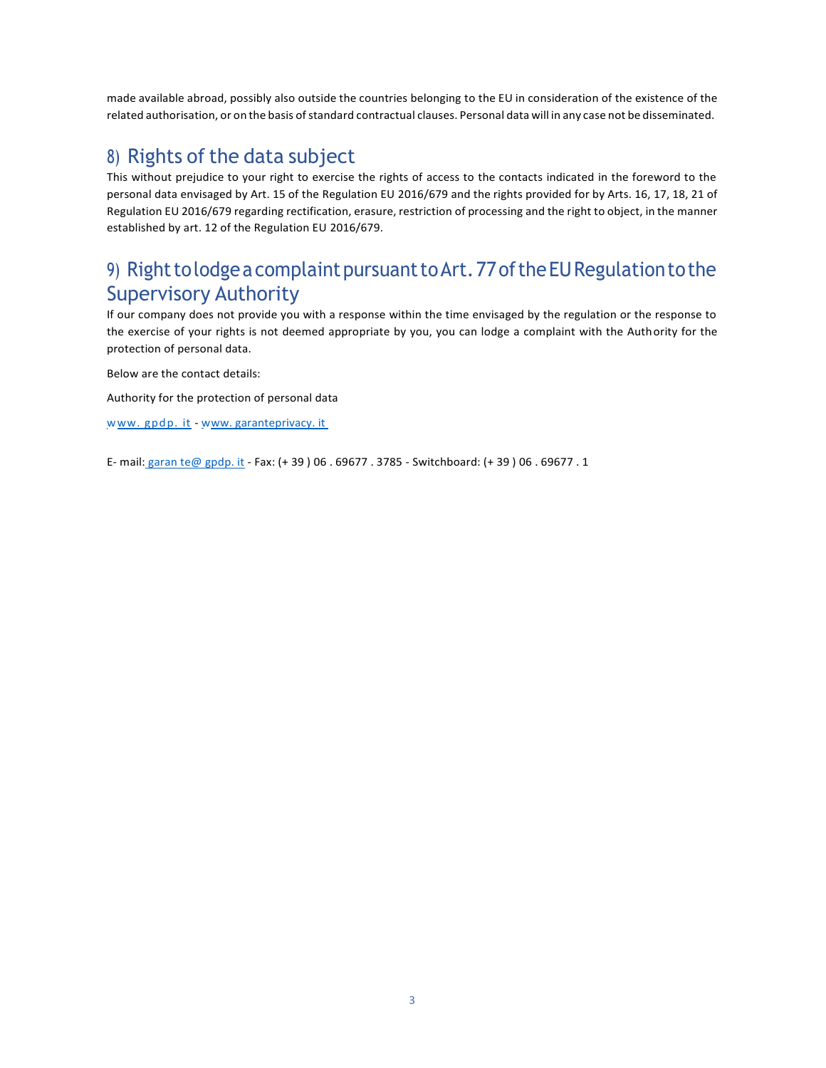made available abroad, possibly also outside the countries belonging to the EU in consideration of the existence of the related authorisation, or on the basis of standard contractual clauses. Personal data will in any case not be disseminated.

## 8) Rights of the data subject

This without prejudice to your right to exercise the rights of access to the contacts indicated in the foreword to the personal data envisaged by Art. 15 of the Regulation EU 2016/679 and the rights provided for by Arts. 16, 17, 18, 21 of Regulation EU 2016/679 regarding rectification, erasure, restriction of processing and the right to object, in the manner established by art. 12 of the Regulation EU 2016/679.

## 9) Right to lodge a complaint pursuant to Art. 77 of the EU Regulation to the Supervisory Authority

If our company does not provide you with a response within the time envisaged by the regulation or the response to the exercise of your rights is not deemed appropriate by you, you can lodge a complaint with the Authority for the protection of personal data.

Below are the contact details:

Authority for the protection of personal data

www. gpdp. it - www. garanteprivacy. it

E- mail: garan te@ gpdp. it - Fax: (+ 39 ) 06 . 69677 . 3785 - Switchboard: (+ 39 ) 06 . 69677 . 1